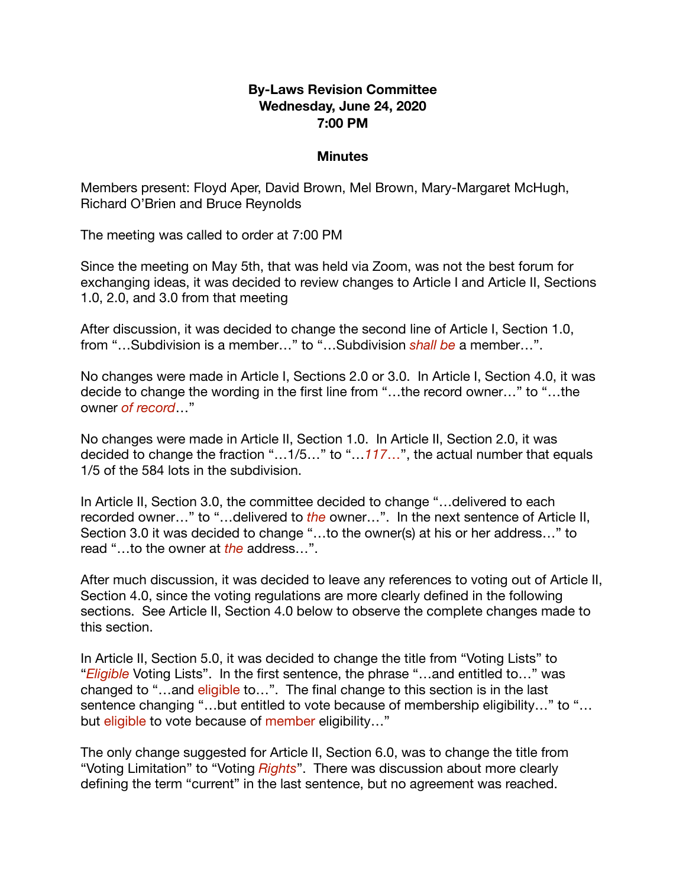**By-Laws Revision Committee**
**Wednesday, June 24, 2020**
**7:00 PM**

**Minutes**

Members present: Floyd Aper, David Brown, Mel Brown, Mary-Margaret McHugh, Richard O'Brien and Bruce Reynolds

The meeting was called to order at 7:00 PM

Since the meeting on May 5th, that was held via Zoom, was not the best forum for exchanging ideas, it was decided to review changes to Article I and Article II, Sections 1.0, 2.0, and 3.0 from that meeting

After discussion, it was decided to change the second line of Article I, Section 1.0, from "…Subdivision is a member…" to "…Subdivision *shall be* a member…".

No changes were made in Article I, Sections 2.0 or 3.0. In Article I, Section 4.0, it was decide to change the wording in the first line from "…the record owner…" to "…the owner *of record*…"

No changes were made in Article II, Section 1.0. In Article II, Section 2.0, it was decided to change the fraction "…1/5…" to "…*117…*", the actual number that equals 1/5 of the 584 lots in the subdivision.

In Article II, Section 3.0, the committee decided to change "…delivered to each recorded owner…" to "…delivered to *the* owner…". In the next sentence of Article II, Section 3.0 it was decided to change "…to the owner(s) at his or her address…" to read "…to the owner at *the* address…".

After much discussion, it was decided to leave any references to voting out of Article II, Section 4.0, since the voting regulations are more clearly defined in the following sections. See Article II, Section 4.0 below to observe the complete changes made to this section.

In Article II, Section 5.0, it was decided to change the title from "Voting Lists" to "*Eligible* Voting Lists". In the first sentence, the phrase "…and entitled to…" was changed to "…and eligible to…". The final change to this section is in the last sentence changing "…but entitled to vote because of membership eligibility…" to "…but eligible to vote because of member eligibility…"

The only change suggested for Article II, Section 6.0, was to change the title from "Voting Limitation" to "Voting *Rights*". There was discussion about more clearly defining the term "current" in the last sentence, but no agreement was reached.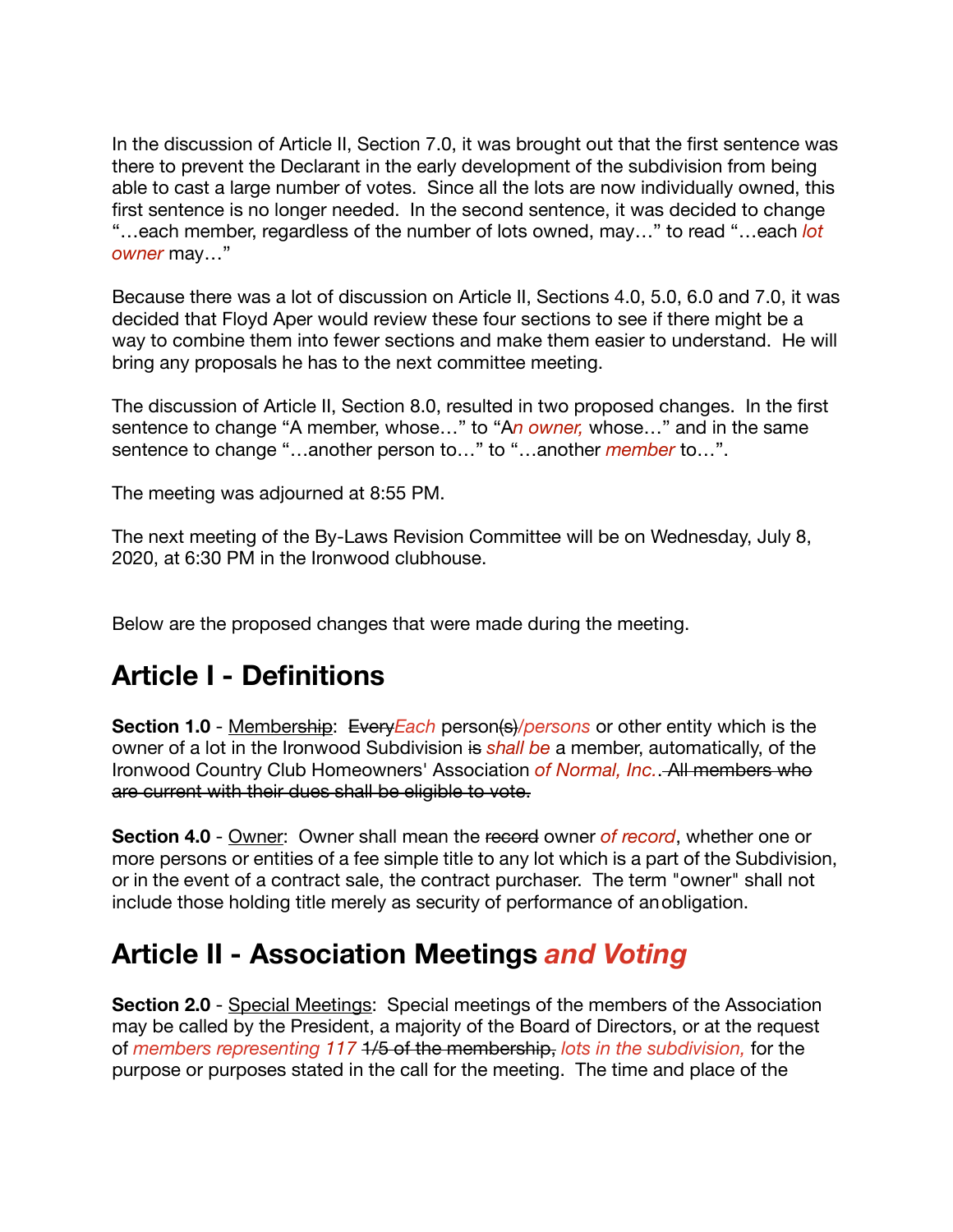In the discussion of Article II, Section 7.0, it was brought out that the first sentence was there to prevent the Declarant in the early development of the subdivision from being able to cast a large number of votes. Since all the lots are now individually owned, this first sentence is no longer needed. In the second sentence, it was decided to change "…each member, regardless of the number of lots owned, may…" to read "…each *lot owner* may…"

Because there was a lot of discussion on Article II, Sections 4.0, 5.0, 6.0 and 7.0, it was decided that Floyd Aper would review these four sections to see if there might be a way to combine them into fewer sections and make them easier to understand. He will bring any proposals he has to the next committee meeting.

The discussion of Article II, Section 8.0, resulted in two proposed changes. In the first sentence to change "A member, whose…" to "A*n owner,* whose…" and in the same sentence to change "…another person to…" to "…another *member* to…".

The meeting was adjourned at 8:55 PM.

The next meeting of the By-Laws Revision Committee will be on Wednesday, July 8, 2020, at 6:30 PM in the Ironwood clubhouse.

Below are the proposed changes that were made during the meeting.

## Article I - Definitions

**Section 1.0** - Membership: ~~Every~~*Each* person~~(s)~~*/persons* or other entity which is the owner of a lot in the Ironwood Subdivision ~~is~~ *shall be* a member, automatically, of the Ironwood Country Club Homeowners' Association *of Normal, Inc.*.~~ All members who are current with their dues shall be eligible to vote.~~

**Section 4.0** - Owner: Owner shall mean the ~~record~~ owner *of record*, whether one or more persons or entities of a fee simple title to any lot which is a part of the Subdivision, or in the event of a contract sale, the contract purchaser. The term "owner" shall not include those holding title merely as security of performance of an obligation.

## Article II - Association Meetings *and Voting*

**Section 2.0** - Special Meetings: Special meetings of the members of the Association may be called by the President, a majority of the Board of Directors, or at the request of *members representing 117* ~~1/5 of the membership,~~ *lots in the subdivision,* for the purpose or purposes stated in the call for the meeting. The time and place of the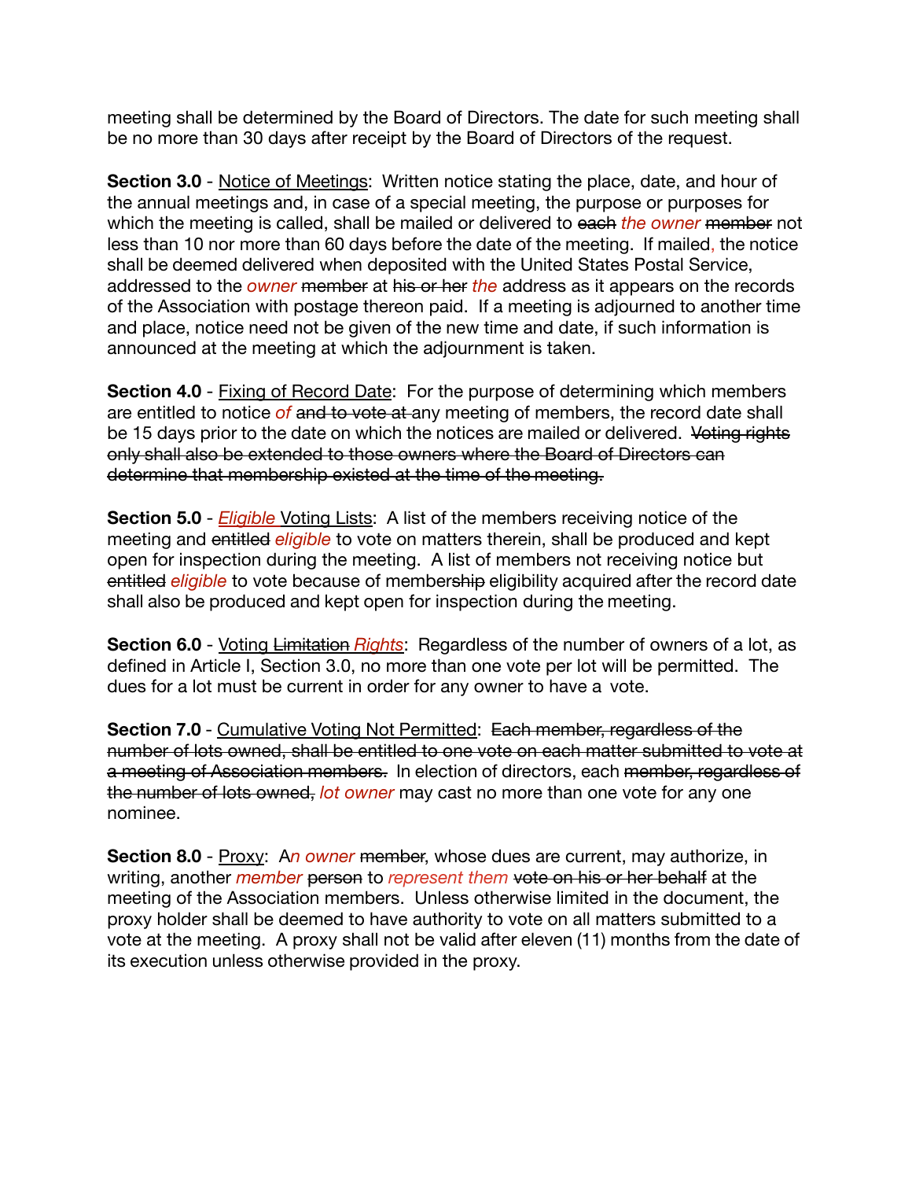meeting shall be determined by the Board of Directors. The date for such meeting shall be no more than 30 days after receipt by the Board of Directors of the request.

**Section 3.0** - Notice of Meetings: Written notice stating the place, date, and hour of the annual meetings and, in case of a special meeting, the purpose or purposes for which the meeting is called, shall be mailed or delivered to ~~each~~ *the owner* ~~member~~ not less than 10 nor more than 60 days before the date of the meeting. If mailed, the notice shall be deemed delivered when deposited with the United States Postal Service, addressed to the *owner* ~~member~~ at ~~his or her~~ *the* address as it appears on the records of the Association with postage thereon paid. If a meeting is adjourned to another time and place, notice need not be given of the new time and date, if such information is announced at the meeting at which the adjournment is taken.

**Section 4.0** - Fixing of Record Date: For the purpose of determining which members are entitled to notice *of* ~~and to vote at~~ any meeting of members, the record date shall be 15 days prior to the date on which the notices are mailed or delivered. ~~Voting rights only shall also be extended to those owners where the Board of Directors can determine that membership existed at the time of the meeting.~~

**Section 5.0** - *Eligible* Voting Lists: A list of the members receiving notice of the meeting and ~~entitled~~ *eligible* to vote on matters therein, shall be produced and kept open for inspection during the meeting. A list of members not receiving notice but ~~entitled~~ *eligible* to vote because of member~~ship~~ eligibility acquired after the record date shall also be produced and kept open for inspection during the meeting.

**Section 6.0** - Voting ~~Limitation~~ *Rights*: Regardless of the number of owners of a lot, as defined in Article I, Section 3.0, no more than one vote per lot will be permitted. The dues for a lot must be current in order for any owner to have a vote.

**Section 7.0** - Cumulative Voting Not Permitted: ~~Each member, regardless of the number of lots owned, shall be entitled to one vote on each matter submitted to vote at a meeting of Association members.~~ In election of directors, each ~~member, regardless of the number of lots owned,~~ *lot owner* may cast no more than one vote for any one nominee.

**Section 8.0** - Proxy: A*n owner* ~~member~~, whose dues are current, may authorize, in writing, another *member* ~~person~~ to *represent them* ~~vote on his or her behalf~~ at the meeting of the Association members. Unless otherwise limited in the document, the proxy holder shall be deemed to have authority to vote on all matters submitted to a vote at the meeting. A proxy shall not be valid after eleven (11) months from the date of its execution unless otherwise provided in the proxy.